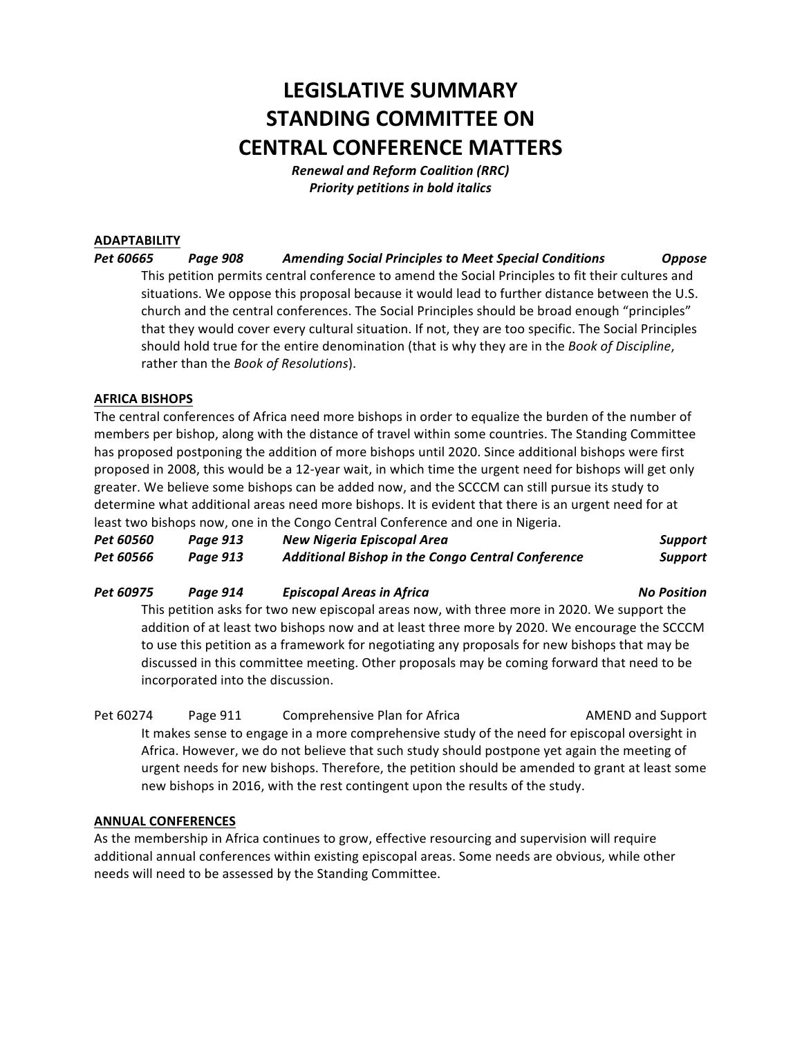# LEGISLATIVE SUMMARY
# STANDING COMMITTEE ON
# CENTRAL CONFERENCE MATTERS

***Renewal and Reform Coalition (RRC)***
***Priority petitions in bold italics***

## ADAPTABILITY

***Pet 60665 — Page 908 — Amending Social Principles to Meet Special Conditions — Oppose***

This petition permits central conference to amend the Social Principles to fit their cultures and situations. We oppose this proposal because it would lead to further distance between the U.S. church and the central conferences. The Social Principles should be broad enough "principles" that they would cover every cultural situation. If not, they are too specific. The Social Principles should hold true for the entire denomination (that is why they are in the *Book of Discipline*, rather than the *Book of Resolutions*).

## AFRICA BISHOPS

The central conferences of Africa need more bishops in order to equalize the burden of the number of members per bishop, along with the distance of travel within some countries. The Standing Committee has proposed postponing the addition of more bishops until 2020. Since additional bishops were first proposed in 2008, this would be a 12-year wait, in which time the urgent need for bishops will get only greater. We believe some bishops can be added now, and the SCCCM can still pursue its study to determine what additional areas need more bishops. It is evident that there is an urgent need for at least two bishops now, one in the Congo Central Conference and one in Nigeria.

***Pet 60560 — Page 913 — New Nigeria Episcopal Area — Support***

***Pet 60566 — Page 913 — Additional Bishop in the Congo Central Conference — Support***

***Pet 60975 — Page 914 — Episcopal Areas in Africa — No Position***

This petition asks for two new episcopal areas now, with three more in 2020. We support the addition of at least two bishops now and at least three more by 2020. We encourage the SCCCM to use this petition as a framework for negotiating any proposals for new bishops that may be discussed in this committee meeting. Other proposals may be coming forward that need to be incorporated into the discussion.

Pet 60274 — Page 911 — Comprehensive Plan for Africa — AMEND and Support

It makes sense to engage in a more comprehensive study of the need for episcopal oversight in Africa. However, we do not believe that such study should postpone yet again the meeting of urgent needs for new bishops. Therefore, the petition should be amended to grant at least some new bishops in 2016, with the rest contingent upon the results of the study.

## ANNUAL CONFERENCES

As the membership in Africa continues to grow, effective resourcing and supervision will require additional annual conferences within existing episcopal areas. Some needs are obvious, while other needs will need to be assessed by the Standing Committee.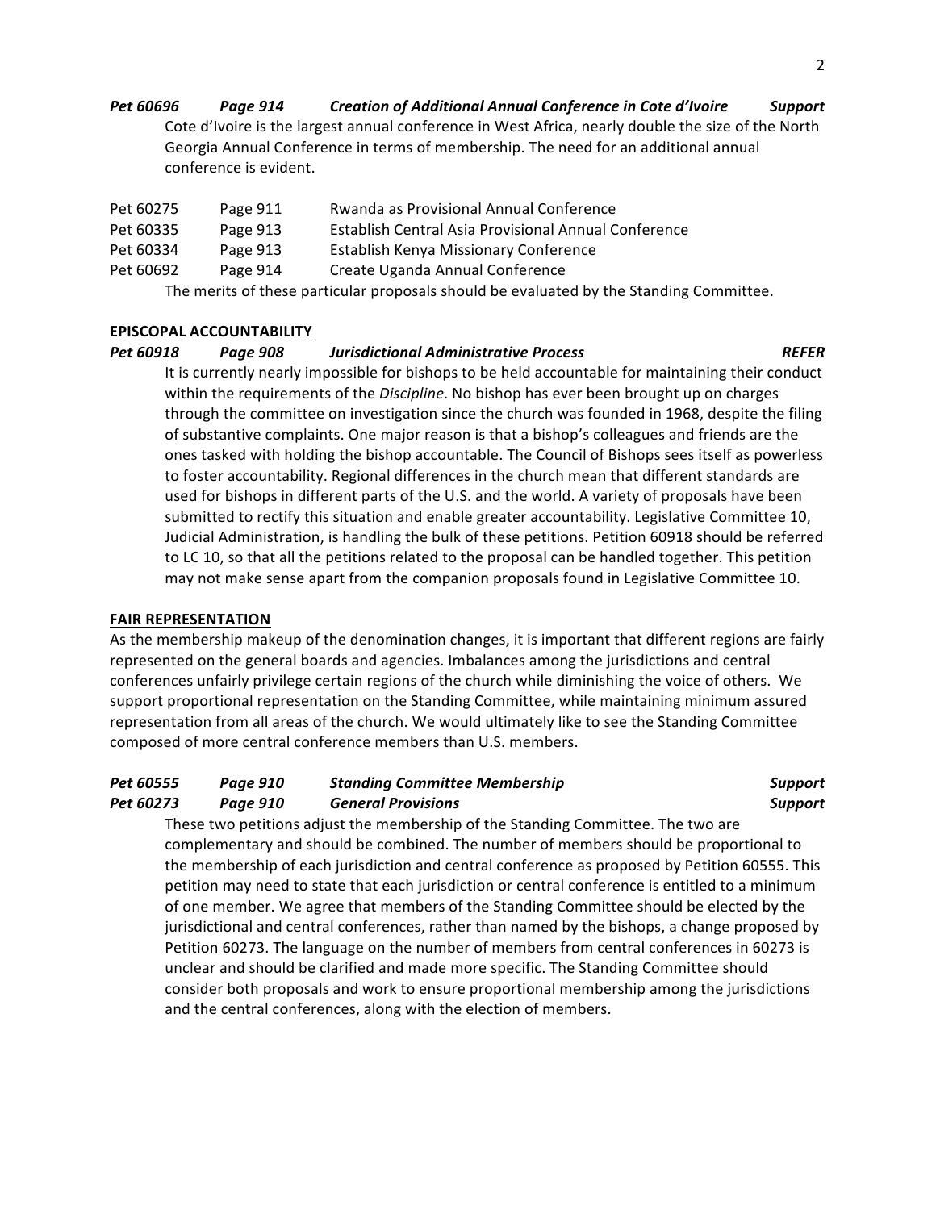***Pet 60696 Page 914 Creation of Additional Annual Conference in Cote d'Ivoire Support***

Cote d'Ivoire is the largest annual conference in West Africa, nearly double the size of the North Georgia Annual Conference in terms of membership. The need for an additional annual conference is evident.

| | | |
|---|---|---|
| Pet 60275 | Page 911 | Rwanda as Provisional Annual Conference |
| Pet 60335 | Page 913 | Establish Central Asia Provisional Annual Conference |
| Pet 60334 | Page 913 | Establish Kenya Missionary Conference |
| Pet 60692 | Page 914 | Create Uganda Annual Conference |

The merits of these particular proposals should be evaluated by the Standing Committee.

**EPISCOPAL ACCOUNTABILITY**

***Pet 60918 Page 908 Jurisdictional Administrative Process REFER***

It is currently nearly impossible for bishops to be held accountable for maintaining their conduct within the requirements of the *Discipline*. No bishop has ever been brought up on charges through the committee on investigation since the church was founded in 1968, despite the filing of substantive complaints. One major reason is that a bishop's colleagues and friends are the ones tasked with holding the bishop accountable. The Council of Bishops sees itself as powerless to foster accountability. Regional differences in the church mean that different standards are used for bishops in different parts of the U.S. and the world. A variety of proposals have been submitted to rectify this situation and enable greater accountability. Legislative Committee 10, Judicial Administration, is handling the bulk of these petitions. Petition 60918 should be referred to LC 10, so that all the petitions related to the proposal can be handled together. This petition may not make sense apart from the companion proposals found in Legislative Committee 10.

**FAIR REPRESENTATION**

As the membership makeup of the denomination changes, it is important that different regions are fairly represented on the general boards and agencies. Imbalances among the jurisdictions and central conferences unfairly privilege certain regions of the church while diminishing the voice of others. We support proportional representation on the Standing Committee, while maintaining minimum assured representation from all areas of the church. We would ultimately like to see the Standing Committee composed of more central conference members than U.S. members.

***Pet 60555 Page 910 Standing Committee Membership Support***

***Pet 60273 Page 910 General Provisions Support***

These two petitions adjust the membership of the Standing Committee. The two are complementary and should be combined. The number of members should be proportional to the membership of each jurisdiction and central conference as proposed by Petition 60555. This petition may need to state that each jurisdiction or central conference is entitled to a minimum of one member. We agree that members of the Standing Committee should be elected by the jurisdictional and central conferences, rather than named by the bishops, a change proposed by Petition 60273. The language on the number of members from central conferences in 60273 is unclear and should be clarified and made more specific. The Standing Committee should consider both proposals and work to ensure proportional membership among the jurisdictions and the central conferences, along with the election of members.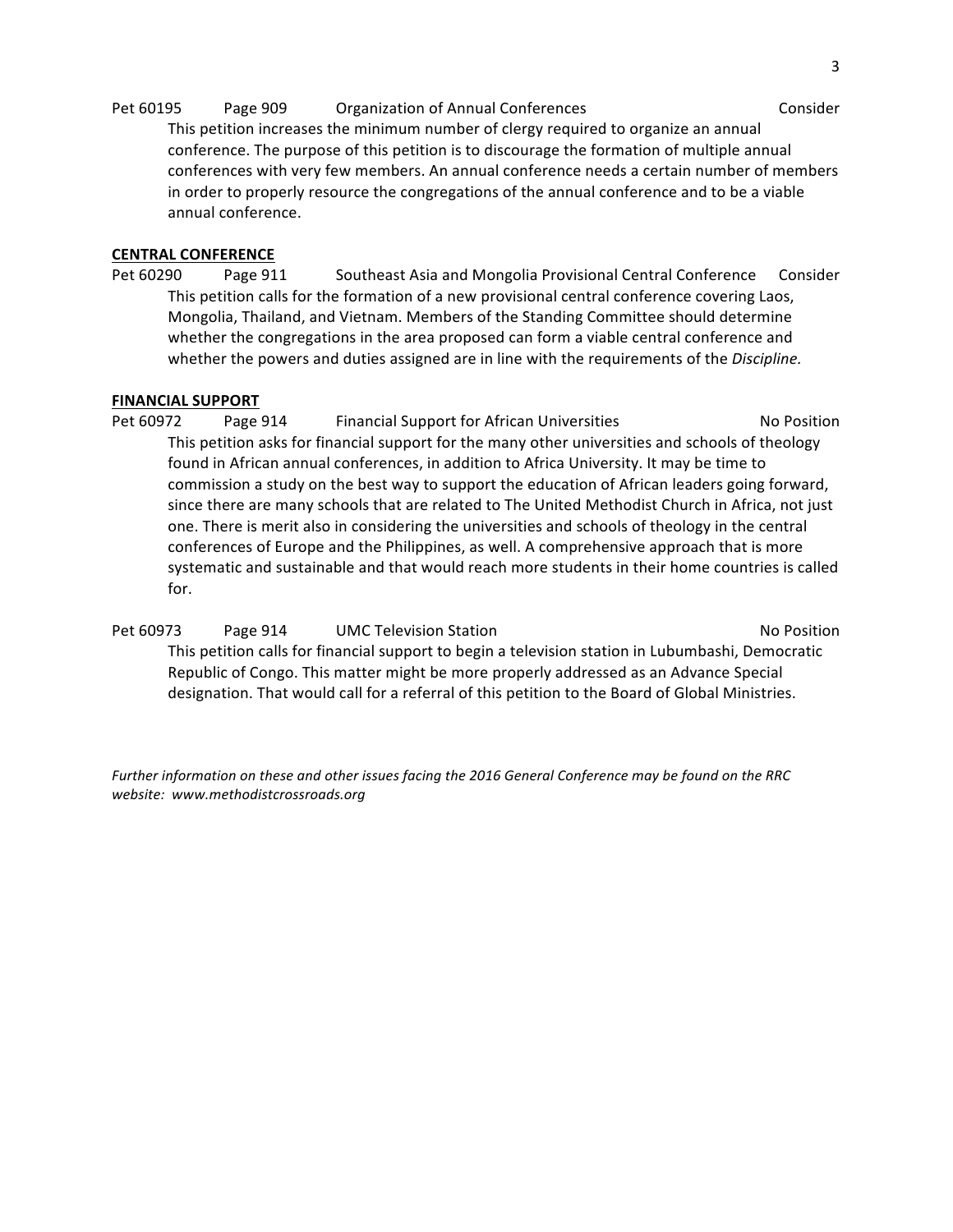Pet 60195 Page 909 Organization of Annual Conferences Consider

This petition increases the minimum number of clergy required to organize an annual conference. The purpose of this petition is to discourage the formation of multiple annual conferences with very few members. An annual conference needs a certain number of members in order to properly resource the congregations of the annual conference and to be a viable annual conference.

**CENTRAL CONFERENCE**

Pet 60290 Page 911 Southeast Asia and Mongolia Provisional Central Conference Consider

This petition calls for the formation of a new provisional central conference covering Laos, Mongolia, Thailand, and Vietnam. Members of the Standing Committee should determine whether the congregations in the area proposed can form a viable central conference and whether the powers and duties assigned are in line with the requirements of the *Discipline.*

**FINANCIAL SUPPORT**

Pet 60972 Page 914 Financial Support for African Universities No Position

This petition asks for financial support for the many other universities and schools of theology found in African annual conferences, in addition to Africa University. It may be time to commission a study on the best way to support the education of African leaders going forward, since there are many schools that are related to The United Methodist Church in Africa, not just one. There is merit also in considering the universities and schools of theology in the central conferences of Europe and the Philippines, as well. A comprehensive approach that is more systematic and sustainable and that would reach more students in their home countries is called for.

Pet 60973 Page 914 UMC Television Station No Position

This petition calls for financial support to begin a television station in Lubumbashi, Democratic Republic of Congo. This matter might be more properly addressed as an Advance Special designation. That would call for a referral of this petition to the Board of Global Ministries.

*Further information on these and other issues facing the 2016 General Conference may be found on the RRC website: www.methodistcrossroads.org*